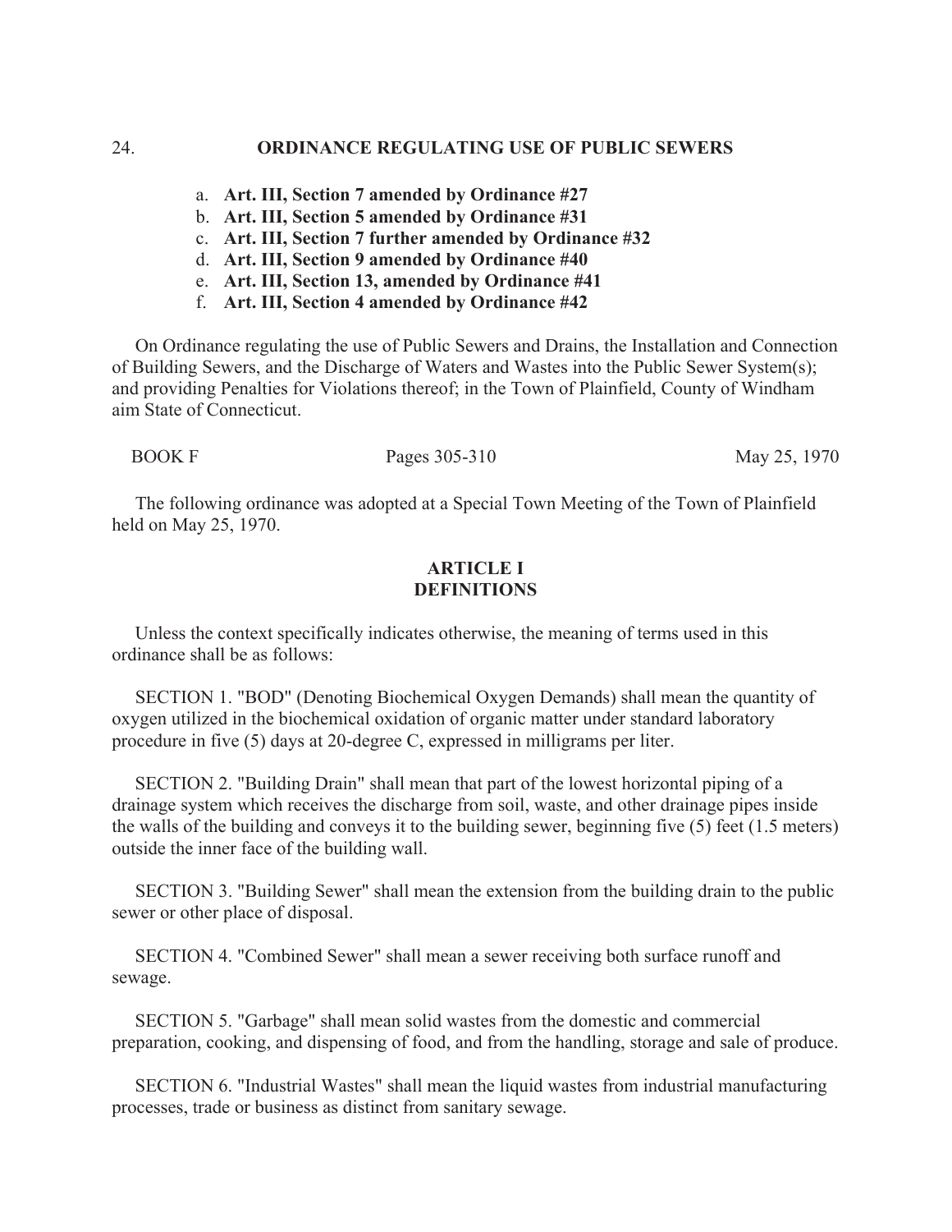## 24. ORDINANCE REGULATING USE OF PUBLIC SEWERS

a. **Art. III, Section 7 amended by Ordinance #27**
b. **Art. III, Section 5 amended by Ordinance #31**
c. **Art. III, Section 7 further amended by Ordinance #32**
d. **Art. III, Section 9 amended by Ordinance #40**
e. **Art. III, Section 13, amended by Ordinance #41**
f. **Art. III, Section 4 amended by Ordinance #42**

On Ordinance regulating the use of Public Sewers and Drains, the Installation and Connection of Building Sewers, and the Discharge of Waters and Wastes into the Public Sewer System(s); and providing Penalties for Violations thereof; in the Town of Plainfield, County of Windham aim State of Connecticut.

BOOK F Pages 305-310 May 25, 1970

The following ordinance was adopted at a Special Town Meeting of the Town of Plainfield held on May 25, 1970.

### ARTICLE I
### DEFINITIONS

Unless the context specifically indicates otherwise, the meaning of terms used in this ordinance shall be as follows:

SECTION 1. "BOD" (Denoting Biochemical Oxygen Demands) shall mean the quantity of oxygen utilized in the biochemical oxidation of organic matter under standard laboratory procedure in five (5) days at 20-degree C, expressed in milligrams per liter.

SECTION 2. "Building Drain" shall mean that part of the lowest horizontal piping of a drainage system which receives the discharge from soil, waste, and other drainage pipes inside the walls of the building and conveys it to the building sewer, beginning five (5) feet (1.5 meters) outside the inner face of the building wall.

SECTION 3. "Building Sewer" shall mean the extension from the building drain to the public sewer or other place of disposal.

SECTION 4. "Combined Sewer" shall mean a sewer receiving both surface runoff and sewage.

SECTION 5. "Garbage" shall mean solid wastes from the domestic and commercial preparation, cooking, and dispensing of food, and from the handling, storage and sale of produce.

SECTION 6. "Industrial Wastes" shall mean the liquid wastes from industrial manufacturing processes, trade or business as distinct from sanitary sewage.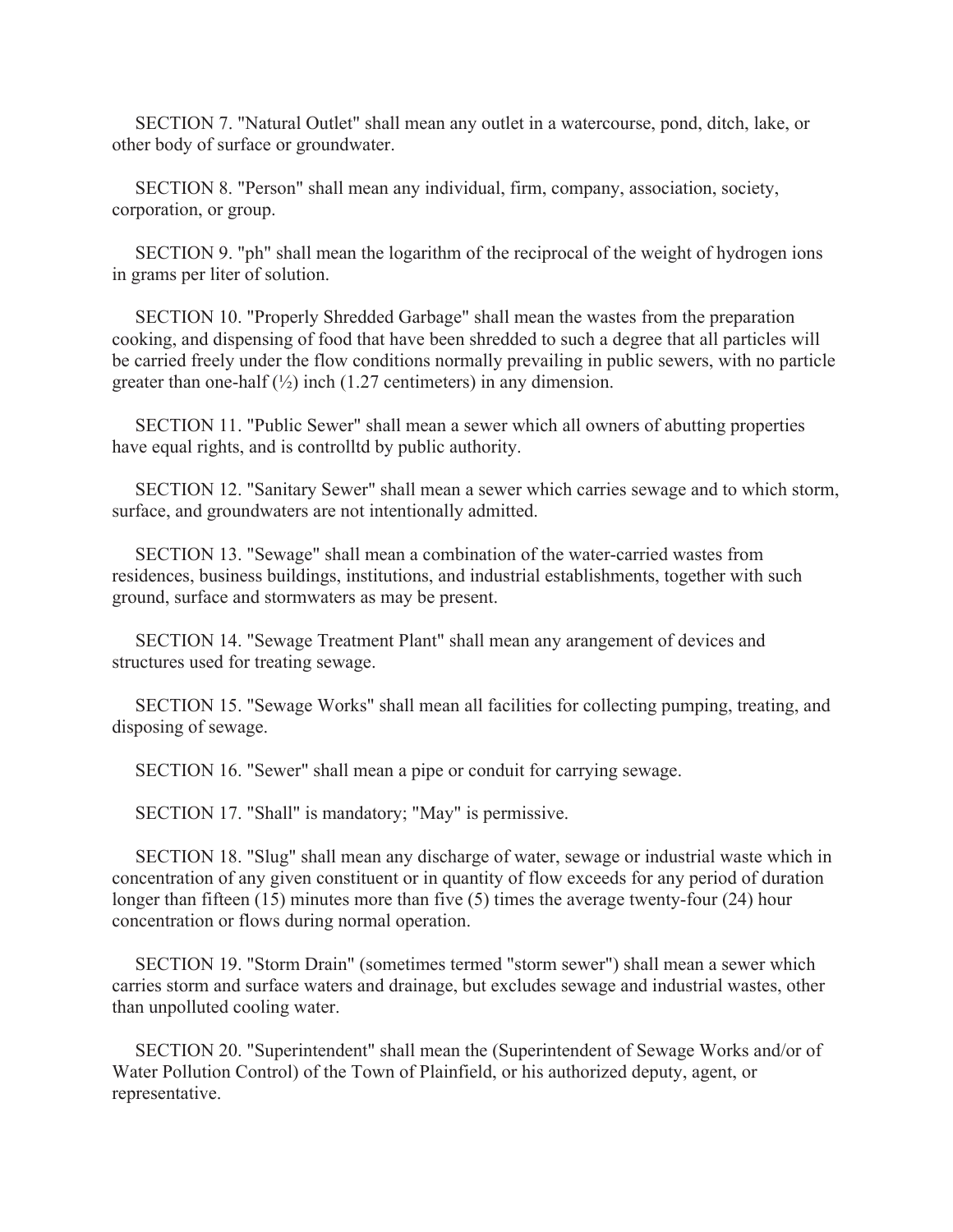SECTION 7. "Natural Outlet" shall mean any outlet in a watercourse, pond, ditch, lake, or other body of surface or groundwater.

SECTION 8. "Person" shall mean any individual, firm, company, association, society, corporation, or group.

SECTION 9. "ph" shall mean the logarithm of the reciprocal of the weight of hydrogen ions in grams per liter of solution.

SECTION 10. "Properly Shredded Garbage" shall mean the wastes from the preparation cooking, and dispensing of food that have been shredded to such a degree that all particles will be carried freely under the flow conditions normally prevailing in public sewers, with no particle greater than one-half (½) inch (1.27 centimeters) in any dimension.

SECTION 11. "Public Sewer" shall mean a sewer which all owners of abutting properties have equal rights, and is controlltd by public authority.

SECTION 12. "Sanitary Sewer" shall mean a sewer which carries sewage and to which storm, surface, and groundwaters are not intentionally admitted.

SECTION 13. "Sewage" shall mean a combination of the water-carried wastes from residences, business buildings, institutions, and industrial establishments, together with such ground, surface and stormwaters as may be present.

SECTION 14. "Sewage Treatment Plant" shall mean any arangement of devices and structures used for treating sewage.

SECTION 15. "Sewage Works" shall mean all facilities for collecting pumping, treating, and disposing of sewage.

SECTION 16. "Sewer" shall mean a pipe or conduit for carrying sewage.

SECTION 17. "Shall" is mandatory; "May" is permissive.

SECTION 18. "Slug" shall mean any discharge of water, sewage or industrial waste which in concentration of any given constituent or in quantity of flow exceeds for any period of duration longer than fifteen (15) minutes more than five (5) times the average twenty-four (24) hour concentration or flows during normal operation.

SECTION 19. "Storm Drain" (sometimes termed "storm sewer") shall mean a sewer which carries storm and surface waters and drainage, but excludes sewage and industrial wastes, other than unpolluted cooling water.

SECTION 20. "Superintendent" shall mean the (Superintendent of Sewage Works and/or of Water Pollution Control) of the Town of Plainfield, or his authorized deputy, agent, or representative.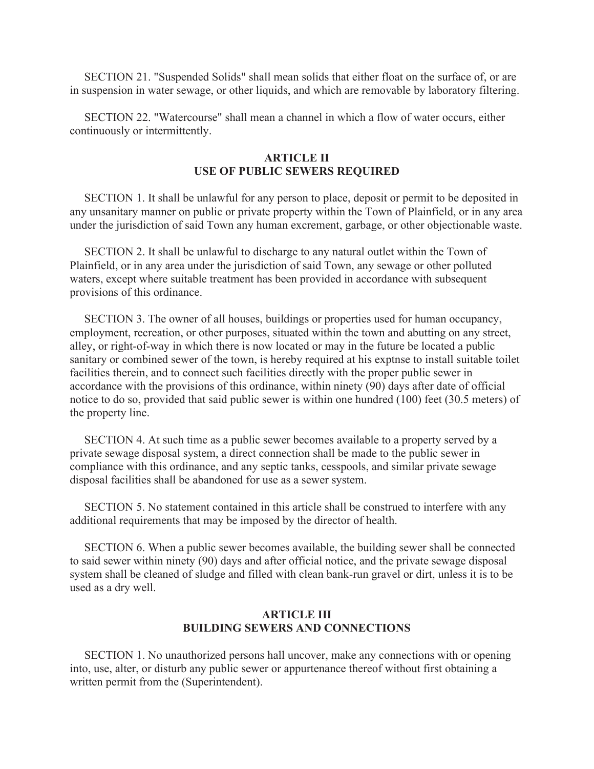SECTION 21. "Suspended Solids" shall mean solids that either float on the surface of, or are in suspension in water sewage, or other liquids, and which are removable by laboratory filtering.

SECTION 22. "Watercourse" shall mean a channel in which a flow of water occurs, either continuously or intermittently.

## ARTICLE II
## USE OF PUBLIC SEWERS REQUIRED

SECTION 1. It shall be unlawful for any person to place, deposit or permit to be deposited in any unsanitary manner on public or private property within the Town of Plainfield, or in any area under the jurisdiction of said Town any human excrement, garbage, or other objectionable waste.

SECTION 2. It shall be unlawful to discharge to any natural outlet within the Town of Plainfield, or in any area under the jurisdiction of said Town, any sewage or other polluted waters, except where suitable treatment has been provided in accordance with subsequent provisions of this ordinance.

SECTION 3. The owner of all houses, buildings or properties used for human occupancy, employment, recreation, or other purposes, situated within the town and abutting on any street, alley, or right-of-way in which there is now located or may in the future be located a public sanitary or combined sewer of the town, is hereby required at his exptnse to install suitable toilet facilities therein, and to connect such facilities directly with the proper public sewer in accordance with the provisions of this ordinance, within ninety (90) days after date of official notice to do so, provided that said public sewer is within one hundred (100) feet (30.5 meters) of the property line.

SECTION 4. At such time as a public sewer becomes available to a property served by a private sewage disposal system, a direct connection shall be made to the public sewer in compliance with this ordinance, and any septic tanks, cesspools, and similar private sewage disposal facilities shall be abandoned for use as a sewer system.

SECTION 5. No statement contained in this article shall be construed to interfere with any additional requirements that may be imposed by the director of health.

SECTION 6. When a public sewer becomes available, the building sewer shall be connected to said sewer within ninety (90) days and after official notice, and the private sewage disposal system shall be cleaned of sludge and filled with clean bank-run gravel or dirt, unless it is to be used as a dry well.

## ARTICLE III
## BUILDING SEWERS AND CONNECTIONS

SECTION 1. No unauthorized persons hall uncover, make any connections with or opening into, use, alter, or disturb any public sewer or appurtenance thereof without first obtaining a written permit from the (Superintendent).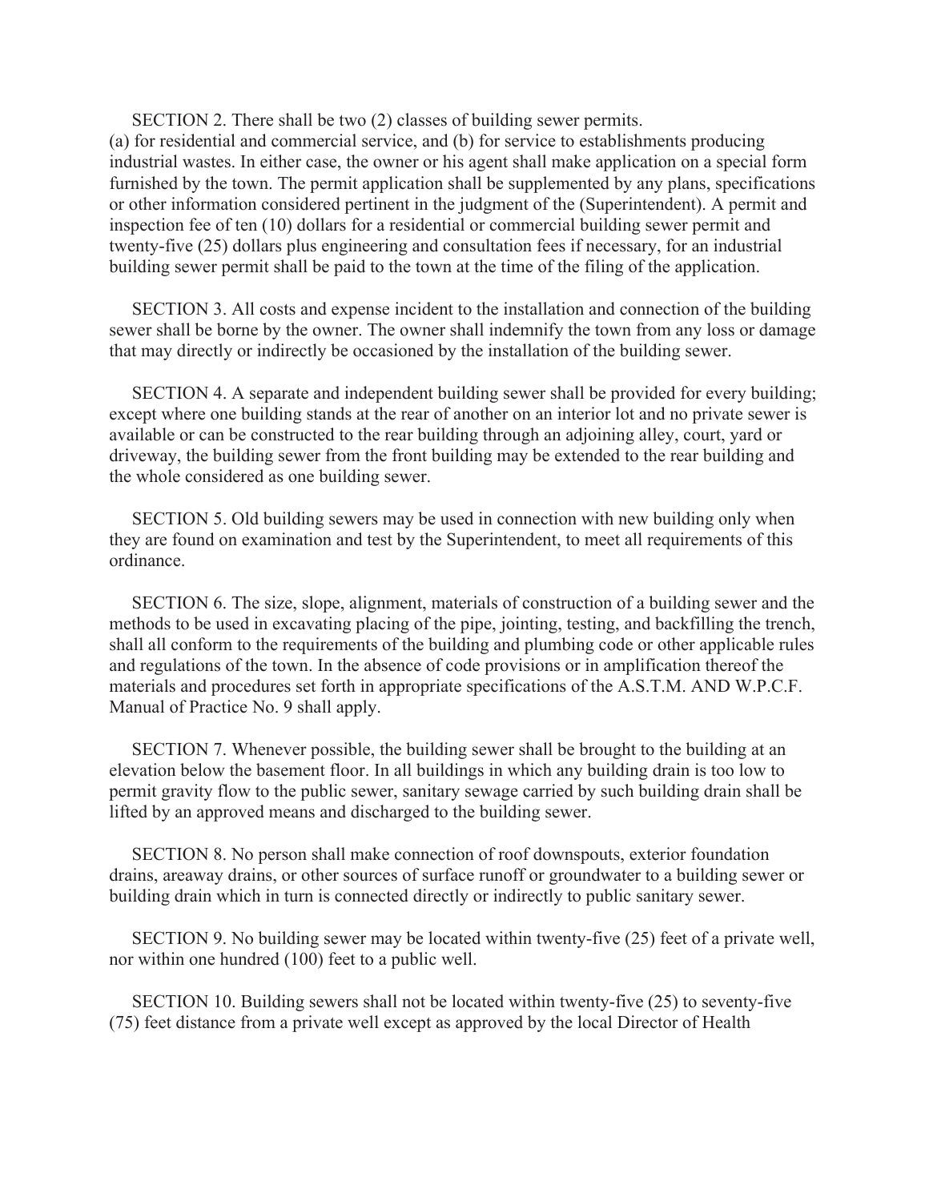SECTION 2. There shall be two (2) classes of building sewer permits. (a) for residential and commercial service, and (b) for service to establishments producing industrial wastes. In either case, the owner or his agent shall make application on a special form furnished by the town. The permit application shall be supplemented by any plans, specifications or other information considered pertinent in the judgment of the (Superintendent). A permit and inspection fee of ten (10) dollars for a residential or commercial building sewer permit and twenty-five (25) dollars plus engineering and consultation fees if necessary, for an industrial building sewer permit shall be paid to the town at the time of the filing of the application.

SECTION 3. All costs and expense incident to the installation and connection of the building sewer shall be borne by the owner. The owner shall indemnify the town from any loss or damage that may directly or indirectly be occasioned by the installation of the building sewer.

SECTION 4. A separate and independent building sewer shall be provided for every building; except where one building stands at the rear of another on an interior lot and no private sewer is available or can be constructed to the rear building through an adjoining alley, court, yard or driveway, the building sewer from the front building may be extended to the rear building and the whole considered as one building sewer.

SECTION 5. Old building sewers may be used in connection with new building only when they are found on examination and test by the Superintendent, to meet all requirements of this ordinance.

SECTION 6. The size, slope, alignment, materials of construction of a building sewer and the methods to be used in excavating placing of the pipe, jointing, testing, and backfilling the trench, shall all conform to the requirements of the building and plumbing code or other applicable rules and regulations of the town. In the absence of code provisions or in amplification thereof the materials and procedures set forth in appropriate specifications of the A.S.T.M. AND W.P.C.F. Manual of Practice No. 9 shall apply.

SECTION 7. Whenever possible, the building sewer shall be brought to the building at an elevation below the basement floor. In all buildings in which any building drain is too low to permit gravity flow to the public sewer, sanitary sewage carried by such building drain shall be lifted by an approved means and discharged to the building sewer.

SECTION 8. No person shall make connection of roof downspouts, exterior foundation drains, areaway drains, or other sources of surface runoff or groundwater to a building sewer or building drain which in turn is connected directly or indirectly to public sanitary sewer.

SECTION 9. No building sewer may be located within twenty-five (25) feet of a private well, nor within one hundred (100) feet to a public well.

SECTION 10. Building sewers shall not be located within twenty-five (25) to seventy-five (75) feet distance from a private well except as approved by the local Director of Health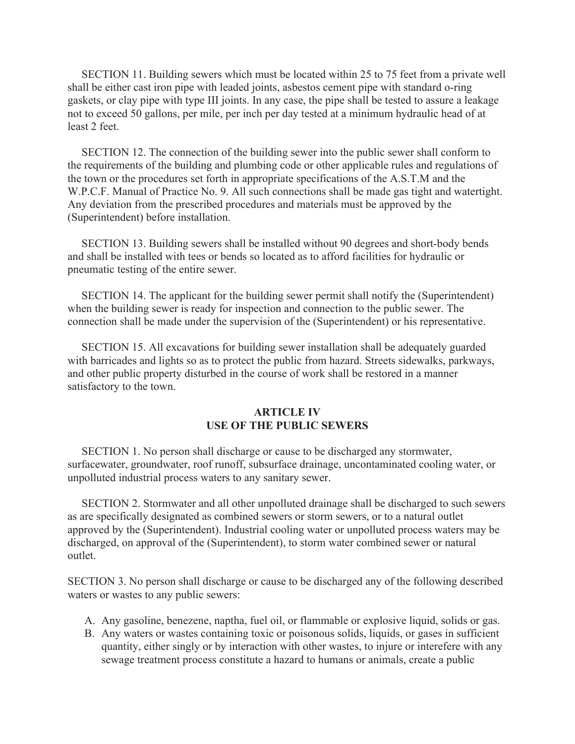SECTION 11. Building sewers which must be located within 25 to 75 feet from a private well shall be either cast iron pipe with leaded joints, asbestos cement pipe with standard o-ring gaskets, or clay pipe with type III joints. In any case, the pipe shall be tested to assure a leakage not to exceed 50 gallons, per mile, per inch per day tested at a minimum hydraulic head of at least 2 feet.

SECTION 12. The connection of the building sewer into the public sewer shall conform to the requirements of the building and plumbing code or other applicable rules and regulations of the town or the procedures set forth in appropriate specifications of the A.S.T.M and the W.P.C.F. Manual of Practice No. 9. All such connections shall be made gas tight and watertight. Any deviation from the prescribed procedures and materials must be approved by the (Superintendent) before installation.

SECTION 13. Building sewers shall be installed without 90 degrees and short-body bends and shall be installed with tees or bends so located as to afford facilities for hydraulic or pneumatic testing of the entire sewer.

SECTION 14. The applicant for the building sewer permit shall notify the (Superintendent) when the building sewer is ready for inspection and connection to the public sewer. The connection shall be made under the supervision of the (Superintendent) or his representative.

SECTION 15. All excavations for building sewer installation shall be adequately guarded with barricades and lights so as to protect the public from hazard. Streets sidewalks, parkways, and other public property disturbed in the course of work shall be restored in a manner satisfactory to the town.

## ARTICLE IV
## USE OF THE PUBLIC SEWERS

SECTION 1. No person shall discharge or cause to be discharged any stormwater, surfacewater, groundwater, roof runoff, subsurface drainage, uncontaminated cooling water, or unpolluted industrial process waters to any sanitary sewer.

SECTION 2. Stormwater and all other unpolluted drainage shall be discharged to such sewers as are specifically designated as combined sewers or storm sewers, or to a natural outlet approved by the (Superintendent). Industrial cooling water or unpolluted process waters may be discharged, on approval of the (Superintendent), to storm water combined sewer or natural outlet.

SECTION 3. No person shall discharge or cause to be discharged any of the following described waters or wastes to any public sewers:

A. Any gasoline, benezene, naptha, fuel oil, or flammable or explosive liquid, solids or gas.
B. Any waters or wastes containing toxic or poisonous solids, liquids, or gases in sufficient quantity, either singly or by interaction with other wastes, to injure or interefere with any sewage treatment process constitute a hazard to humans or animals, create a public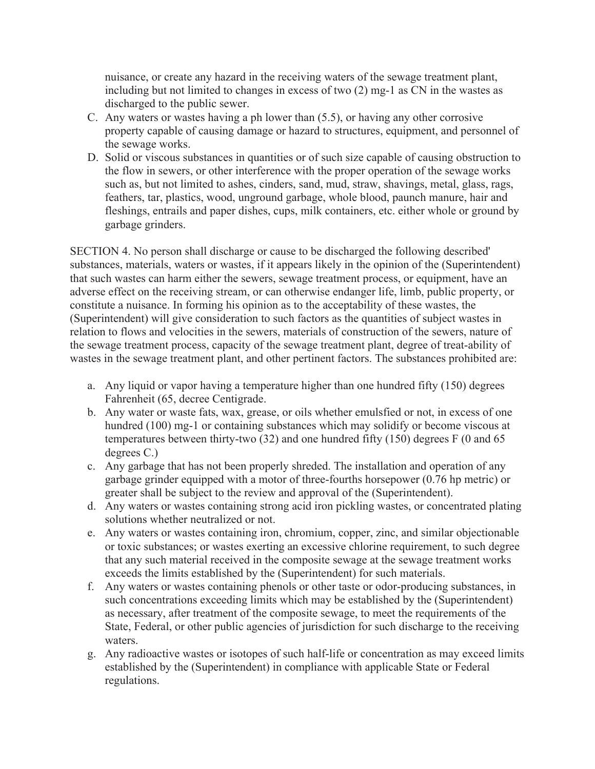nuisance, or create any hazard in the receiving waters of the sewage treatment plant, including but not limited to changes in excess of two (2) mg-1 as CN in the wastes as discharged to the public sewer.

C. Any waters or wastes having a ph lower than (5.5), or having any other corrosive property capable of causing damage or hazard to structures, equipment, and personnel of the sewage works.
D. Solid or viscous substances in quantities or of such size capable of causing obstruction to the flow in sewers, or other interference with the proper operation of the sewage works such as, but not limited to ashes, cinders, sand, mud, straw, shavings, metal, glass, rags, feathers, tar, plastics, wood, unground garbage, whole blood, paunch manure, hair and fleshings, entrails and paper dishes, cups, milk containers, etc. either whole or ground by garbage grinders.

SECTION 4. No person shall discharge or cause to be discharged the following described' substances, materials, waters or wastes, if it appears likely in the opinion of the (Superintendent) that such wastes can harm either the sewers, sewage treatment process, or equipment, have an adverse effect on the receiving stream, or can otherwise endanger life, limb, public property, or constitute a nuisance. In forming his opinion as to the acceptability of these wastes, the (Superintendent) will give consideration to such factors as the quantities of subject wastes in relation to flows and velocities in the sewers, materials of construction of the sewers, nature of the sewage treatment process, capacity of the sewage treatment plant, degree of treat-ability of wastes in the sewage treatment plant, and other pertinent factors. The substances prohibited are:

a. Any liquid or vapor having a temperature higher than one hundred fifty (150) degrees Fahrenheit (65, decree Centigrade.
b. Any water or waste fats, wax, grease, or oils whether emulsfied or not, in excess of one hundred (100) mg-1 or containing substances which may solidify or become viscous at temperatures between thirty-two (32) and one hundred fifty (150) degrees F (0 and 65 degrees C.)
c. Any garbage that has not been properly shreded. The installation and operation of any garbage grinder equipped with a motor of three-fourths horsepower (0.76 hp metric) or greater shall be subject to the review and approval of the (Superintendent).
d. Any waters or wastes containing strong acid iron pickling wastes, or concentrated plating solutions whether neutralized or not.
e. Any waters or wastes containing iron, chromium, copper, zinc, and similar objectionable or toxic substances; or wastes exerting an excessive chlorine requirement, to such degree that any such material received in the composite sewage at the sewage treatment works exceeds the limits established by the (Superintendent) for such materials.
f. Any waters or wastes containing phenols or other taste or odor-producing substances, in such concentrations exceeding limits which may be established by the (Superintendent) as necessary, after treatment of the composite sewage, to meet the requirements of the State, Federal, or other public agencies of jurisdiction for such discharge to the receiving waters.
g. Any radioactive wastes or isotopes of such half-life or concentration as may exceed limits established by the (Superintendent) in compliance with applicable State or Federal regulations.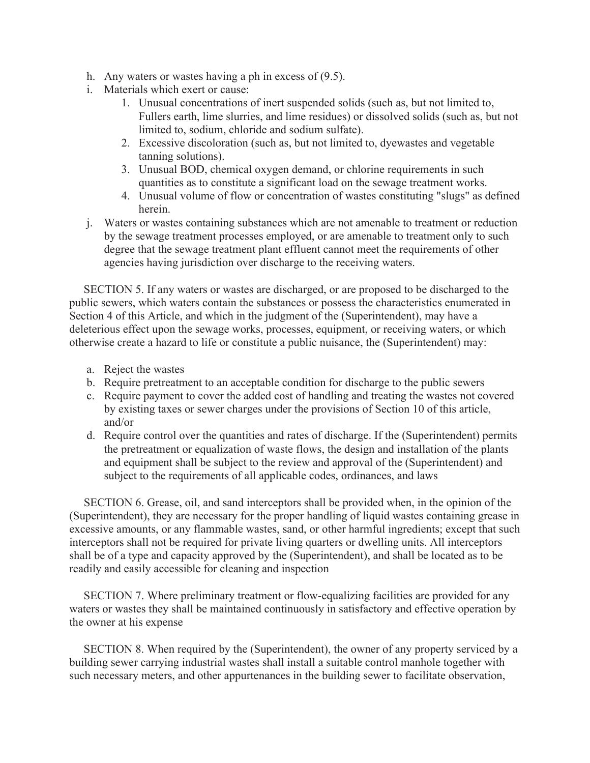h. Any waters or wastes having a ph in excess of (9.5).
i. Materials which exert or cause:
   1. Unusual concentrations of inert suspended solids (such as, but not limited to, Fullers earth, lime slurries, and lime residues) or dissolved solids (such as, but not limited to, sodium, chloride and sodium sulfate).
   2. Excessive discoloration (such as, but not limited to, dyewastes and vegetable tanning solutions).
   3. Unusual BOD, chemical oxygen demand, or chlorine requirements in such quantities as to constitute a significant load on the sewage treatment works.
   4. Unusual volume of flow or concentration of wastes constituting "slugs" as defined herein.
j. Waters or wastes containing substances which are not amenable to treatment or reduction by the sewage treatment processes employed, or are amenable to treatment only to such degree that the sewage treatment plant effluent cannot meet the requirements of other agencies having jurisdiction over discharge to the receiving waters.

SECTION 5. If any waters or wastes are discharged, or are proposed to be discharged to the public sewers, which waters contain the substances or possess the characteristics enumerated in Section 4 of this Article, and which in the judgment of the (Superintendent), may have a deleterious effect upon the sewage works, processes, equipment, or receiving waters, or which otherwise create a hazard to life or constitute a public nuisance, the (Superintendent) may:

a. Reject the wastes
b. Require pretreatment to an acceptable condition for discharge to the public sewers
c. Require payment to cover the added cost of handling and treating the wastes not covered by existing taxes or sewer charges under the provisions of Section 10 of this article, and/or
d. Require control over the quantities and rates of discharge. If the (Superintendent) permits the pretreatment or equalization of waste flows, the design and installation of the plants and equipment shall be subject to the review and approval of the (Superintendent) and subject to the requirements of all applicable codes, ordinances, and laws

SECTION 6. Grease, oil, and sand interceptors shall be provided when, in the opinion of the (Superintendent), they are necessary for the proper handling of liquid wastes containing grease in excessive amounts, or any flammable wastes, sand, or other harmful ingredients; except that such interceptors shall not be required for private living quarters or dwelling units. All interceptors shall be of a type and capacity approved by the (Superintendent), and shall be located as to be readily and easily accessible for cleaning and inspection

SECTION 7. Where preliminary treatment or flow-equalizing facilities are provided for any waters or wastes they shall be maintained continuously in satisfactory and effective operation by the owner at his expense

SECTION 8. When required by the (Superintendent), the owner of any property serviced by a building sewer carrying industrial wastes shall install a suitable control manhole together with such necessary meters, and other appurtenances in the building sewer to facilitate observation,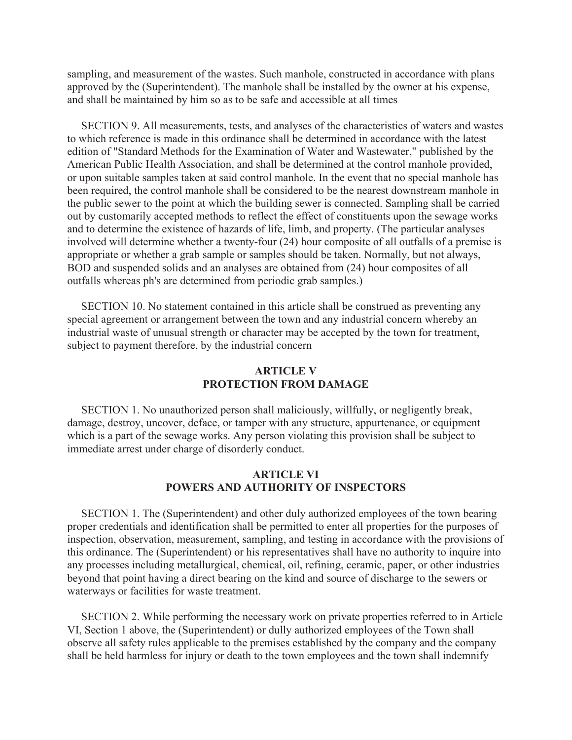sampling, and measurement of the wastes. Such manhole, constructed in accordance with plans approved by the (Superintendent). The manhole shall be installed by the owner at his expense, and shall be maintained by him so as to be safe and accessible at all times

SECTION 9. All measurements, tests, and analyses of the characteristics of waters and wastes to which reference is made in this ordinance shall be determined in accordance with the latest edition of "Standard Methods for the Examination of Water and Wastewater," published by the American Public Health Association, and shall be determined at the control manhole provided, or upon suitable samples taken at said control manhole. In the event that no special manhole has been required, the control manhole shall be considered to be the nearest downstream manhole in the public sewer to the point at which the building sewer is connected. Sampling shall be carried out by customarily accepted methods to reflect the effect of constituents upon the sewage works and to determine the existence of hazards of life, limb, and property. (The particular analyses involved will determine whether a twenty-four (24) hour composite of all outfalls of a premise is appropriate or whether a grab sample or samples should be taken. Normally, but not always, BOD and suspended solids and an analyses are obtained from (24) hour composites of all outfalls whereas ph's are determined from periodic grab samples.)

SECTION 10. No statement contained in this article shall be construed as preventing any special agreement or arrangement between the town and any industrial concern whereby an industrial waste of unusual strength or character may be accepted by the town for treatment, subject to payment therefore, by the industrial concern

## ARTICLE V
## PROTECTION FROM DAMAGE

SECTION 1. No unauthorized person shall maliciously, willfully, or negligently break, damage, destroy, uncover, deface, or tamper with any structure, appurtenance, or equipment which is a part of the sewage works. Any person violating this provision shall be subject to immediate arrest under charge of disorderly conduct.

## ARTICLE VI
## POWERS AND AUTHORITY OF INSPECTORS

SECTION 1. The (Superintendent) and other duly authorized employees of the town bearing proper credentials and identification shall be permitted to enter all properties for the purposes of inspection, observation, measurement, sampling, and testing in accordance with the provisions of this ordinance. The (Superintendent) or his representatives shall have no authority to inquire into any processes including metallurgical, chemical, oil, refining, ceramic, paper, or other industries beyond that point having a direct bearing on the kind and source of discharge to the sewers or waterways or facilities for waste treatment.

SECTION 2. While performing the necessary work on private properties referred to in Article VI, Section 1 above, the (Superintendent) or dully authorized employees of the Town shall observe all safety rules applicable to the premises established by the company and the company shall be held harmless for injury or death to the town employees and the town shall indemnify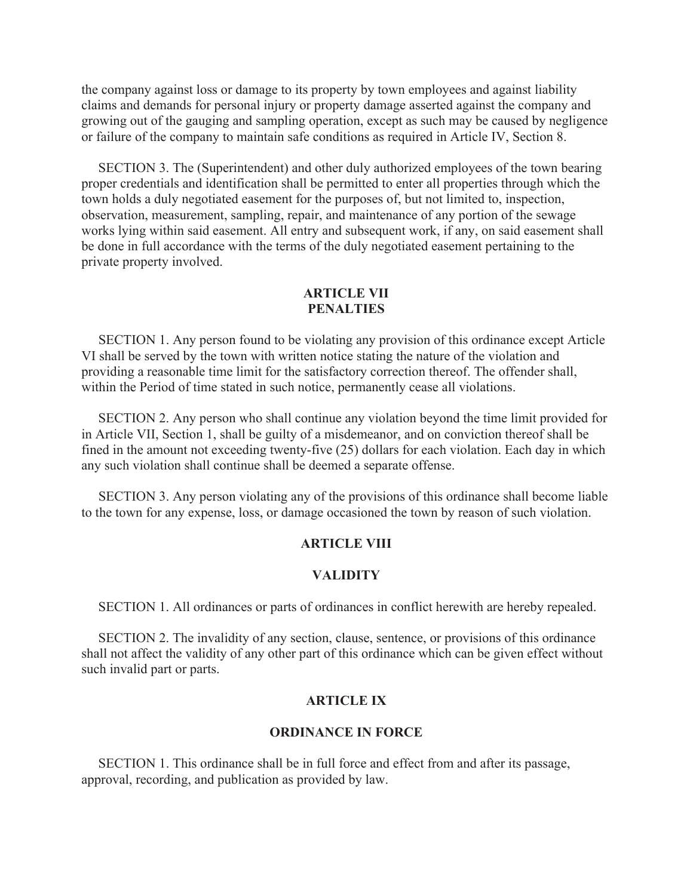the company against loss or damage to its property by town employees and against liability claims and demands for personal injury or property damage asserted against the company and growing out of the gauging and sampling operation, except as such may be caused by negligence or failure of the company to maintain safe conditions as required in Article IV, Section 8.

SECTION 3. The (Superintendent) and other duly authorized employees of the town bearing proper credentials and identification shall be permitted to enter all properties through which the town holds a duly negotiated easement for the purposes of, but not limited to, inspection, observation, measurement, sampling, repair, and maintenance of any portion of the sewage works lying within said easement. All entry and subsequent work, if any, on said easement shall be done in full accordance with the terms of the duly negotiated easement pertaining to the private property involved.

## ARTICLE VII
## PENALTIES

SECTION 1. Any person found to be violating any provision of this ordinance except Article VI shall be served by the town with written notice stating the nature of the violation and providing a reasonable time limit for the satisfactory correction thereof. The offender shall, within the Period of time stated in such notice, permanently cease all violations.

SECTION 2. Any person who shall continue any violation beyond the time limit provided for in Article VII, Section 1, shall be guilty of a misdemeanor, and on conviction thereof shall be fined in the amount not exceeding twenty-five (25) dollars for each violation. Each day in which any such violation shall continue shall be deemed a separate offense.

SECTION 3. Any person violating any of the provisions of this ordinance shall become liable to the town for any expense, loss, or damage occasioned the town by reason of such violation.

## ARTICLE VIII

## VALIDITY

SECTION 1. All ordinances or parts of ordinances in conflict herewith are hereby repealed.

SECTION 2. The invalidity of any section, clause, sentence, or provisions of this ordinance shall not affect the validity of any other part of this ordinance which can be given effect without such invalid part or parts.

## ARTICLE IX

## ORDINANCE IN FORCE

SECTION 1. This ordinance shall be in full force and effect from and after its passage, approval, recording, and publication as provided by law.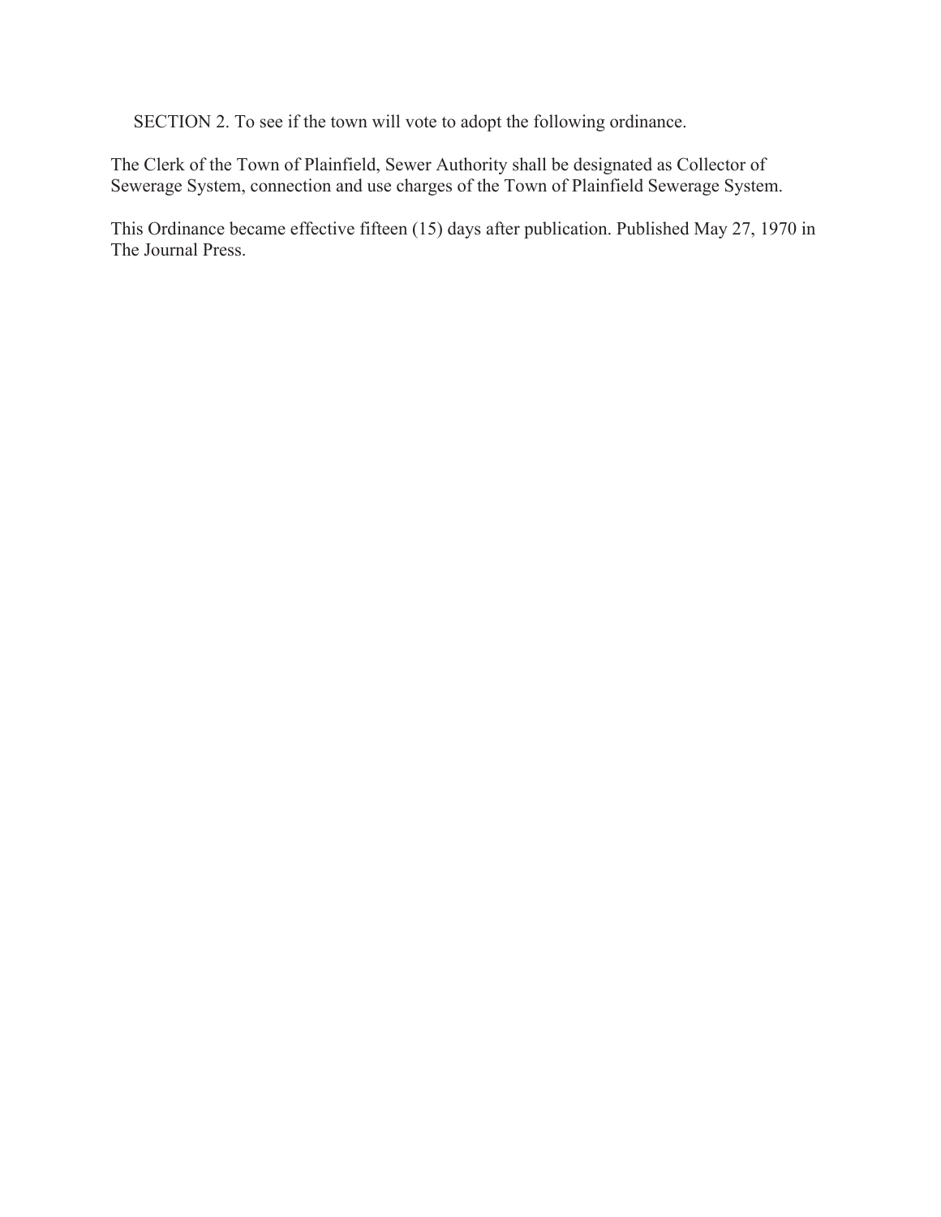SECTION 2. To see if the town will vote to adopt the following ordinance.

The Clerk of the Town of Plainfield, Sewer Authority shall be designated as Collector of Sewerage System, connection and use charges of the Town of Plainfield Sewerage System.

This Ordinance became effective fifteen (15) days after publication. Published May 27, 1970 in The Journal Press.